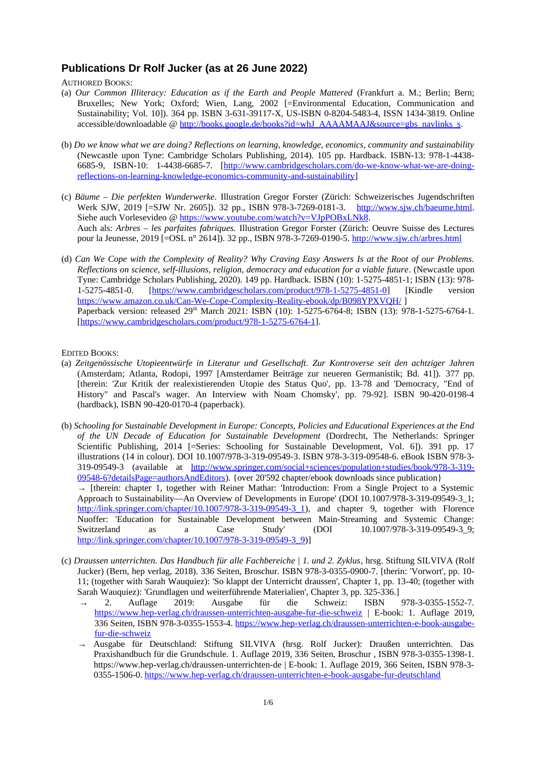# Publications Dr Rolf Jucker (as at 26 June 2022)

AUTHORED BOOKS:

(a) *Our Common Illiteracy: Education as if the Earth and People Mattered* (Frankfurt a. M.; Berlin; Bern; Bruxelles; New York; Oxford; Wien, Lang, 2002 [=Environmental Education, Communication and Sustainability; Vol. 10]). 364 pp. ISBN 3-631-39117-X, US-ISBN 0-8204-5483-4, ISSN 1434-3819. Online accessible/downloadable @ http://books.google.de/books?id=whJ_AAAAMAAJ&source=gbs_navlinks_s.

(b) *Do we know what we are doing? Reflections on learning, knowledge, economics, community and sustainability* (Newcastle upon Tyne: Cambridge Scholars Publishing, 2014). 105 pp. Hardback. ISBN-13: 978-1-4438-6685-9, ISBN-10: 1-4438-6685-7. [http://www.cambridgescholars.com/do-we-know-what-we-are-doing-reflections-on-learning-knowledge-economics-community-and-sustainability]

(c) *Bäume – Die perfekten Wunderwerke.* Illustration Gregor Forster (Zürich: Schweizerisches Jugendschriften Werk SJW, 2019 [=SJW Nr. 2605]). 32 pp., ISBN 978-3-7269-0181-3. http://www.sjw.ch/baeume.html. Siehe auch Vorlesevideo @ https://www.youtube.com/watch?v=VJpPOBxLNk8.
Auch als: *Arbres – les parfaites fabriques.* Illustration Gregor Forster (Zürich: Oeuvre Suisse des Lectures pour la Jeunesse, 2019 [=OSL n° 2614]). 32 pp., ISBN 978-3-7269-0190-5. http://www.sjw.ch/arbres.html

(d) *Can We Cope with the Complexity of Reality? Why Craving Easy Answers Is at the Root of our Problems. Reflections on science, self-illusions, religion, democracy and education for a viable future*. (Newcastle upon Tyne: Cambridge Scholars Publishing, 2020). 149 pp. Hardback. ISBN (10): 1-5275-4851-1; ISBN (13): 978-1-5275-4851-0. [https://www.cambridgescholars.com/product/978-1-5275-4851-0] [Kindle version https://www.amazon.co.uk/Can-We-Cope-Complexity-Reality-ebook/dp/B098YPXVQH/ ]
Paperback version: released 29th March 2021: ISBN (10): 1-5275-6764-8; ISBN (13): 978-1-5275-6764-1. [https://www.cambridgescholars.com/product/978-1-5275-6764-1].

EDITED BOOKS:

(a) *Zeitgenössische Utopieentwürfe in Literatur und Gesellschaft. Zur Kontroverse seit den achtziger Jahren* (Amsterdam; Atlanta, Rodopi, 1997 [Amsterdamer Beiträge zur neueren Germanistik; Bd. 41]). 377 pp. [therein: 'Zur Kritik der realexistierenden Utopie des Status Quo', pp. 13-78 and 'Democracy, "End of History" and Pascal's wager. An Interview with Noam Chomsky', pp. 79-92]. ISBN 90-420-0198-4 (hardback), ISBN 90-420-0170-4 (paperback).

(b) *Schooling for Sustainable Development in Europe: Concepts, Policies and Educational Experiences at the End of the UN Decade of Education for Sustainable Development* (Dordrecht, The Netherlands: Springer Scientific Publishing, 2014 [=Series: Schooling for Sustainable Development, Vol. 6]). 391 pp. 17 illustrations (14 in colour). DOI 10.1007/978-3-319-09549-3. ISBN 978-3-319-09548-6. eBook ISBN 978-3-319-09549-3 (available at http://www.springer.com/social+sciences/population+studies/book/978-3-319-09548-6?detailsPage=authorsAndEditors). {over 20'592 chapter/ebook downloads since publication}
→ [therein: chapter 1, together with Reiner Mathar: 'Introduction: From a Single Project to a Systemic Approach to Sustainability—An Overview of Developments in Europe' (DOI 10.1007/978-3-319-09549-3_1; http://link.springer.com/chapter/10.1007/978-3-319-09549-3_1), and chapter 9, together with Florence Nuoffer: 'Education for Sustainable Development between Main-Streaming and Systemic Change: Switzerland as a Case Study' (DOI 10.1007/978-3-319-09549-3_9; http://link.springer.com/chapter/10.1007/978-3-319-09549-3_9)]

(c) *Draussen unterrichten. Das Handbuch für alle Fachbereiche | 1. und 2. Zyklus*, hrsg. Stiftung SILVIVA (Rolf Jucker) (Bern, hep verlag, 2018). 336 Seiten, Broschur. ISBN 978-3-0355-0900-7. [therin: 'Vorwort', pp. 10-11; (together with Sarah Wauquiez): 'So klappt der Unterricht draussen', Chapter 1, pp. 13-40; (together with Sarah Wauquiez): 'Grundlagen und weiterführende Materialien', Chapter 3, pp. 325-336.]
- → 2. Auflage 2019: Ausgabe für die Schweiz: ISBN 978-3-0355-1552-7. https://www.hep-verlag.ch/draussen-unterrichten-ausgabe-fur-die-schweiz | E-book: 1. Auflage 2019, 336 Seiten, ISBN 978-3-0355-1553-4. https://www.hep-verlag.ch/draussen-unterrichten-e-book-ausgabe-fur-die-schweiz
- → Ausgabe für Deutschland: Stiftung SILVIVA (hrsg. Rolf Jucker): Draußen unterrichten. Das Praxishandbuch für die Grundschule. 1. Auflage 2019, 336 Seiten, Broschur , ISBN 978-3-0355-1398-1. https://www.hep-verlag.ch/draussen-unterrichten-de | E-book: 1. Auflage 2019, 366 Seiten, ISBN 978-3-0355-1506-0. https://www.hep-verlag.ch/draussen-unterrichten-e-book-ausgabe-fur-deutschland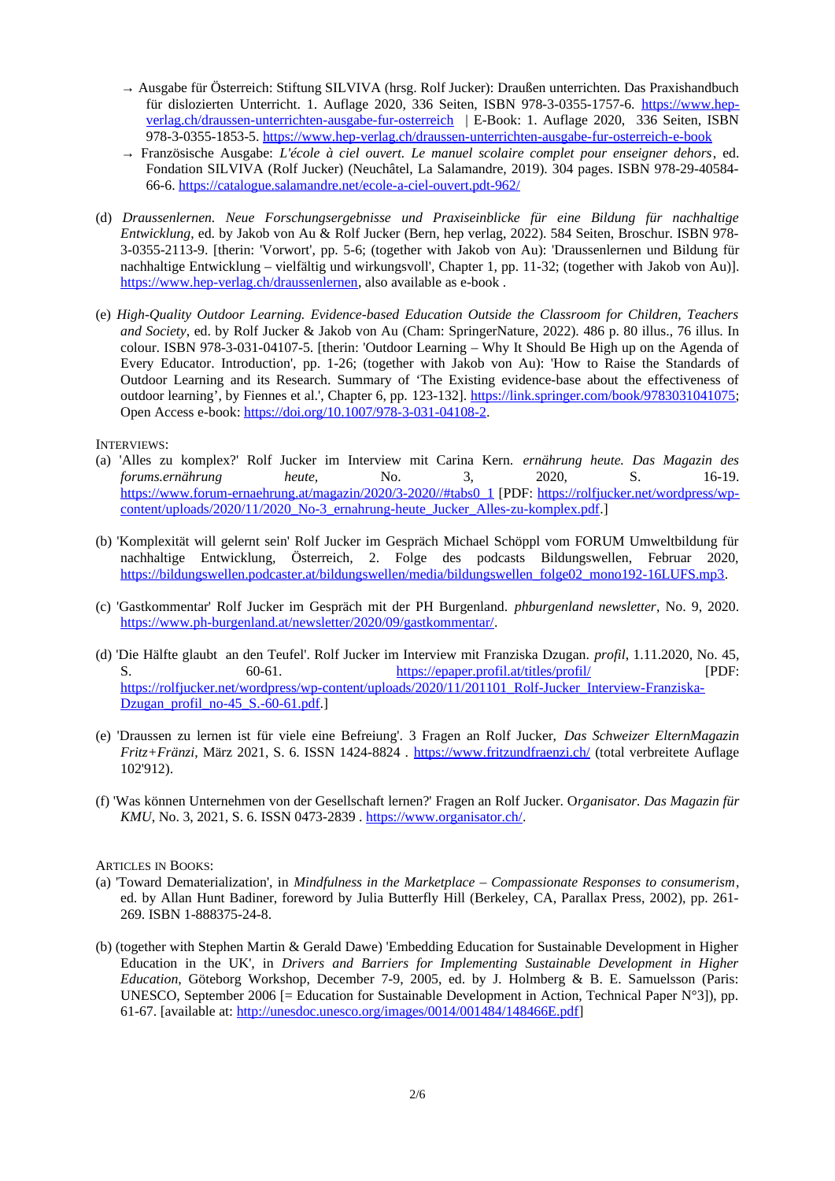- → Ausgabe für Österreich: Stiftung SILVIVA (hrsg. Rolf Jucker): Draußen unterrichten. Das Praxishandbuch für dislozierten Unterricht. 1. Auflage 2020, 336 Seiten, ISBN 978-3-0355-1757-6. https://www.hep-verlag.ch/draussen-unterrichten-ausgabe-fur-osterreich | E-Book: 1. Auflage 2020, 336 Seiten, ISBN 978-3-0355-1853-5. https://www.hep-verlag.ch/draussen-unterrichten-ausgabe-fur-osterreich-e-book
- → Französische Ausgabe: *L'école à ciel ouvert. Le manuel scolaire complet pour enseigner dehors*, ed. Fondation SILVIVA (Rolf Jucker) (Neuchâtel, La Salamandre, 2019). 304 pages. ISBN 978-29-40584-66-6. https://catalogue.salamandre.net/ecole-a-ciel-ouvert.pdt-962/

(d) *Draussenlernen. Neue Forschungsergebnisse und Praxiseinblicke für eine Bildung für nachhaltige Entwicklung*, ed. by Jakob von Au & Rolf Jucker (Bern, hep verlag, 2022). 584 Seiten, Broschur. ISBN 978-3-0355-2113-9. [therin: 'Vorwort', pp. 5-6; (together with Jakob von Au): 'Draussenlernen und Bildung für nachhaltige Entwicklung – vielfältig und wirkungsvoll', Chapter 1, pp. 11-32; (together with Jakob von Au)]. https://www.hep-verlag.ch/draussenlernen, also available as e-book .

(e) *High-Quality Outdoor Learning. Evidence-based Education Outside the Classroom for Children, Teachers and Society*, ed. by Rolf Jucker & Jakob von Au (Cham: SpringerNature, 2022). 486 p. 80 illus., 76 illus. In colour. ISBN 978-3-031-04107-5. [therin: 'Outdoor Learning – Why It Should Be High up on the Agenda of Every Educator. Introduction', pp. 1-26; (together with Jakob von Au): 'How to Raise the Standards of Outdoor Learning and its Research. Summary of 'The Existing evidence-base about the effectiveness of outdoor learning', by Fiennes et al.', Chapter 6, pp. 123-132]. https://link.springer.com/book/9783031041075; Open Access e-book: https://doi.org/10.1007/978-3-031-04108-2.

INTERVIEWS:

(a) 'Alles zu komplex?' Rolf Jucker im Interview mit Carina Kern. *ernährung heute. Das Magazin des forums.ernährung heute*, No. 3, 2020, S. 16-19. https://www.forum-ernaehrung.at/magazin/2020/3-2020//#tabs0_1 [PDF: https://rolfjucker.net/wordpress/wp-content/uploads/2020/11/2020_No-3_ernahrung-heute_Jucker_Alles-zu-komplex.pdf.]

(b) 'Komplexität will gelernt sein' Rolf Jucker im Gespräch Michael Schöppl vom FORUM Umweltbildung für nachhaltige Entwicklung, Österreich, 2. Folge des podcasts Bildungswellen, Februar 2020, https://bildungswellen.podcaster.at/bildungswellen/media/bildungswellen_folge02_mono192-16LUFS.mp3.

(c) 'Gastkommentar' Rolf Jucker im Gespräch mit der PH Burgenland. *phburgenland newsletter*, No. 9, 2020. https://www.ph-burgenland.at/newsletter/2020/09/gastkommentar/.

(d) 'Die Hälfte glaubt an den Teufel'. Rolf Jucker im Interview mit Franziska Dzugan. *profil*, 1.11.2020, No. 45, S. 60-61. https://epaper.profil.at/titles/profil/ [PDF: https://rolfjucker.net/wordpress/wp-content/uploads/2020/11/201101_Rolf-Jucker_Interview-Franziska-Dzugan_profil_no-45_S.-60-61.pdf.]

(e) 'Draussen zu lernen ist für viele eine Befreiung'. 3 Fragen an Rolf Jucker, *Das Schweizer ElternMagazin Fritz+Fränzi*, März 2021, S. 6. ISSN 1424-8824 . https://www.fritzundfraenzi.ch/ (total verbreitete Auflage 102'912).

(f) 'Was können Unternehmen von der Gesellschaft lernen?' Fragen an Rolf Jucker. O*rganisator. Das Magazin für KMU*, No. 3, 2021, S. 6. ISSN 0473-2839 . https://www.organisator.ch/.

ARTICLES IN BOOKS:

(a) 'Toward Dematerialization', in *Mindfulness in the Marketplace – Compassionate Responses to consumerism*, ed. by Allan Hunt Badiner, foreword by Julia Butterfly Hill (Berkeley, CA, Parallax Press, 2002), pp. 261-269. ISBN 1-888375-24-8.

(b) (together with Stephen Martin & Gerald Dawe) 'Embedding Education for Sustainable Development in Higher Education in the UK', in *Drivers and Barriers for Implementing Sustainable Development in Higher Education*, Göteborg Workshop, December 7-9, 2005, ed. by J. Holmberg & B. E. Samuelsson (Paris: UNESCO, September 2006 [= Education for Sustainable Development in Action, Technical Paper N°3]), pp. 61-67. [available at: http://unesdoc.unesco.org/images/0014/001484/148466E.pdf]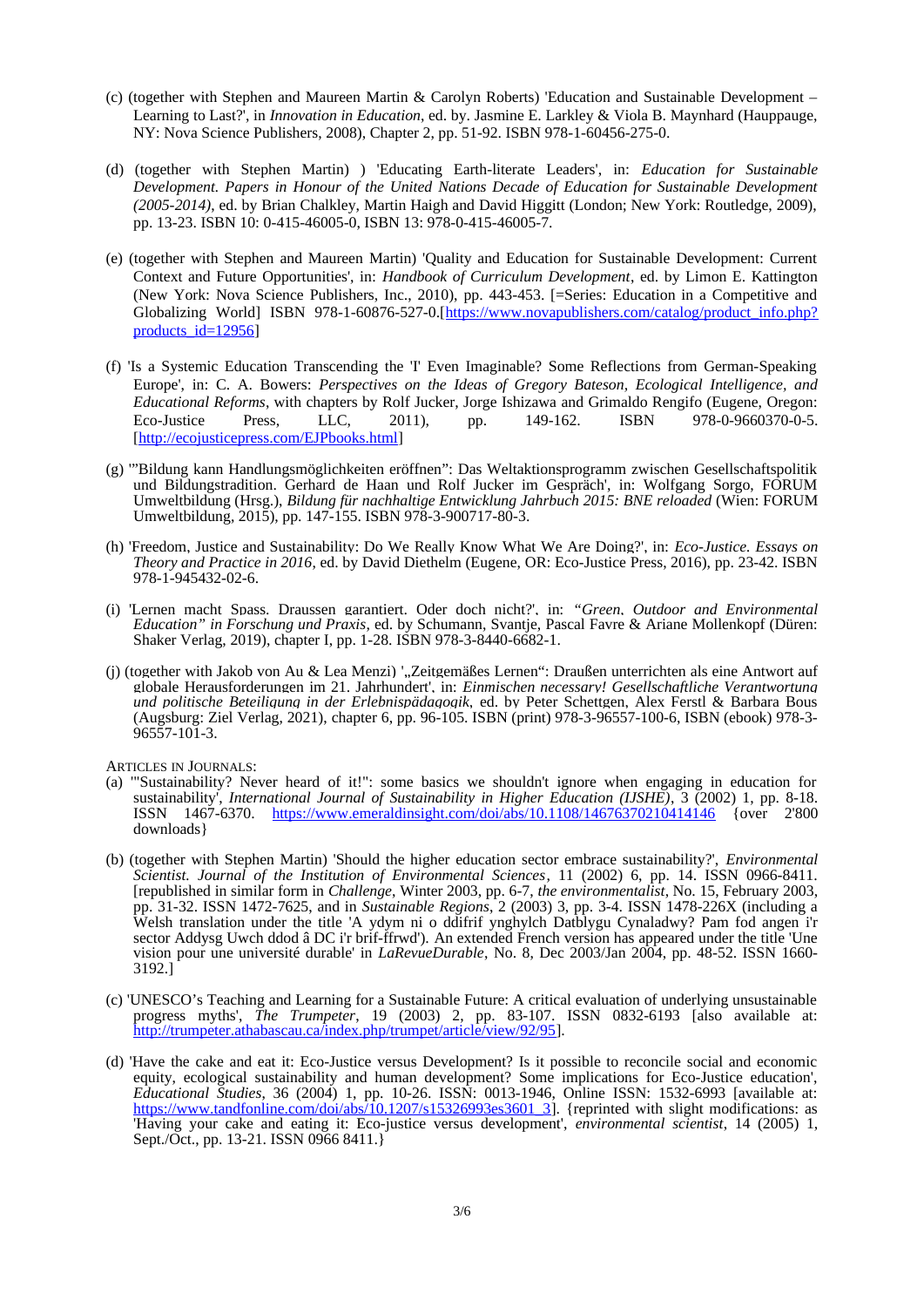(c) (together with Stephen and Maureen Martin & Carolyn Roberts) 'Education and Sustainable Development – Learning to Last?', in *Innovation in Education*, ed. by. Jasmine E. Larkley & Viola B. Maynhard (Hauppauge, NY: Nova Science Publishers, 2008), Chapter 2, pp. 51-92. ISBN 978-1-60456-275-0.

(d) (together with Stephen Martin) ) 'Educating Earth-literate Leaders', in: *Education for Sustainable Development. Papers in Honour of the United Nations Decade of Education for Sustainable Development (2005-2014)*, ed. by Brian Chalkley, Martin Haigh and David Higgitt (London; New York: Routledge, 2009), pp. 13-23. ISBN 10: 0-415-46005-0, ISBN 13: 978-0-415-46005-7.

(e) (together with Stephen and Maureen Martin) 'Quality and Education for Sustainable Development: Current Context and Future Opportunities', in: *Handbook of Curriculum Development*, ed. by Limon E. Kattington (New York: Nova Science Publishers, Inc., 2010), pp. 443-453. [=Series: Education in a Competitive and Globalizing World] ISBN 978-1-60876-527-0.[https://www.novapublishers.com/catalog/product_info.php?products_id=12956]

(f) 'Is a Systemic Education Transcending the 'I' Even Imaginable? Some Reflections from German-Speaking Europe', in: C. A. Bowers: *Perspectives on the Ideas of Gregory Bateson, Ecological Intelligence, and Educational Reforms*, with chapters by Rolf Jucker, Jorge Ishizawa and Grimaldo Rengifo (Eugene, Oregon: Eco-Justice Press, LLC, 2011), pp. 149-162. ISBN 978-0-9660370-0-5. [http://ecojusticepress.com/EJPbooks.html]

(g) '"Bildung kann Handlungsmöglichkeiten eröffnen": Das Weltaktionsprogramm zwischen Gesellschaftspolitik und Bildungstradition. Gerhard de Haan und Rolf Jucker im Gespräch', in: Wolfgang Sorgo, FORUM Umweltbildung (Hrsg.), *Bildung für nachhaltige Entwicklung Jahrbuch 2015: BNE reloaded* (Wien: FORUM Umweltbildung, 2015), pp. 147-155. ISBN 978-3-900717-80-3.

(h) 'Freedom, Justice and Sustainability: Do We Really Know What We Are Doing?', in: *Eco-Justice. Essays on Theory and Practice in 2016*, ed. by David Diethelm (Eugene, OR: Eco-Justice Press, 2016), pp. 23-42. ISBN 978-1-945432-02-6.

(i) 'Lernen macht Spass. Draussen garantiert. Oder doch nicht?', in: *"Green, Outdoor and Environmental Education" in Forschung und Praxis*, ed. by Schumann, Svantje, Pascal Favre & Ariane Mollenkopf (Düren: Shaker Verlag, 2019), chapter I, pp. 1-28. ISBN 978-3-8440-6682-1.

(j) (together with Jakob von Au & Lea Menzi) '„Zeitgemäßes Lernen": Draußen unterrichten als eine Antwort auf globale Herausforderungen im 21. Jahrhundert', in: *Einmischen necessary! Gesellschaftliche Verantwortung und politische Beteiligung in der Erlebnispädagogik*, ed. by Peter Schettgen, Alex Ferstl & Barbara Bous (Augsburg: Ziel Verlag, 2021), chapter 6, pp. 96-105. ISBN (print) 978-3-96557-100-6, ISBN (ebook) 978-3-96557-101-3.

ARTICLES IN JOURNALS:

(a) '"Sustainability? Never heard of it!": some basics we shouldn't ignore when engaging in education for sustainability', *International Journal of Sustainability in Higher Education (IJSHE)*, 3 (2002) 1, pp. 8-18. ISSN 1467-6370. https://www.emeraldinsight.com/doi/abs/10.1108/14676370210414146 {over 2'800 downloads}

(b) (together with Stephen Martin) 'Should the higher education sector embrace sustainability?', *Environmental Scientist. Journal of the Institution of Environmental Sciences*, 11 (2002) 6, pp. 14. ISSN 0966-8411. [republished in similar form in *Challenge*, Winter 2003, pp. 6-7, *the environmentalist*, No. 15, February 2003, pp. 31-32. ISSN 1472-7625, and in *Sustainable Regions*, 2 (2003) 3, pp. 3-4. ISSN 1478-226X (including a Welsh translation under the title 'A ydym ni o ddifrif ynghylch Datblygu Cynaladwy? Pam fod angen i'r sector Addysg Uwch ddod â DC i'r brif-ffrwd'). An extended French version has appeared under the title 'Une vision pour une université durable' in *LaRevueDurable*, No. 8, Dec 2003/Jan 2004, pp. 48-52. ISSN 1660-3192.]

(c) 'UNESCO's Teaching and Learning for a Sustainable Future: A critical evaluation of underlying unsustainable progress myths', *The Trumpeter*, 19 (2003) 2, pp. 83-107. ISSN 0832-6193 [also available at: http://trumpeter.athabascau.ca/index.php/trumpet/article/view/92/95].

(d) 'Have the cake and eat it: Eco-Justice versus Development? Is it possible to reconcile social and economic equity, ecological sustainability and human development? Some implications for Eco-Justice education', *Educational Studies*, 36 (2004) 1, pp. 10-26. ISSN: 0013-1946, Online ISSN: 1532-6993 [available at: https://www.tandfonline.com/doi/abs/10.1207/s15326993es3601_3]. {reprinted with slight modifications: as 'Having your cake and eating it: Eco-justice versus development', *environmental scientist*, 14 (2005) 1, Sept./Oct., pp. 13-21. ISSN 0966 8411.}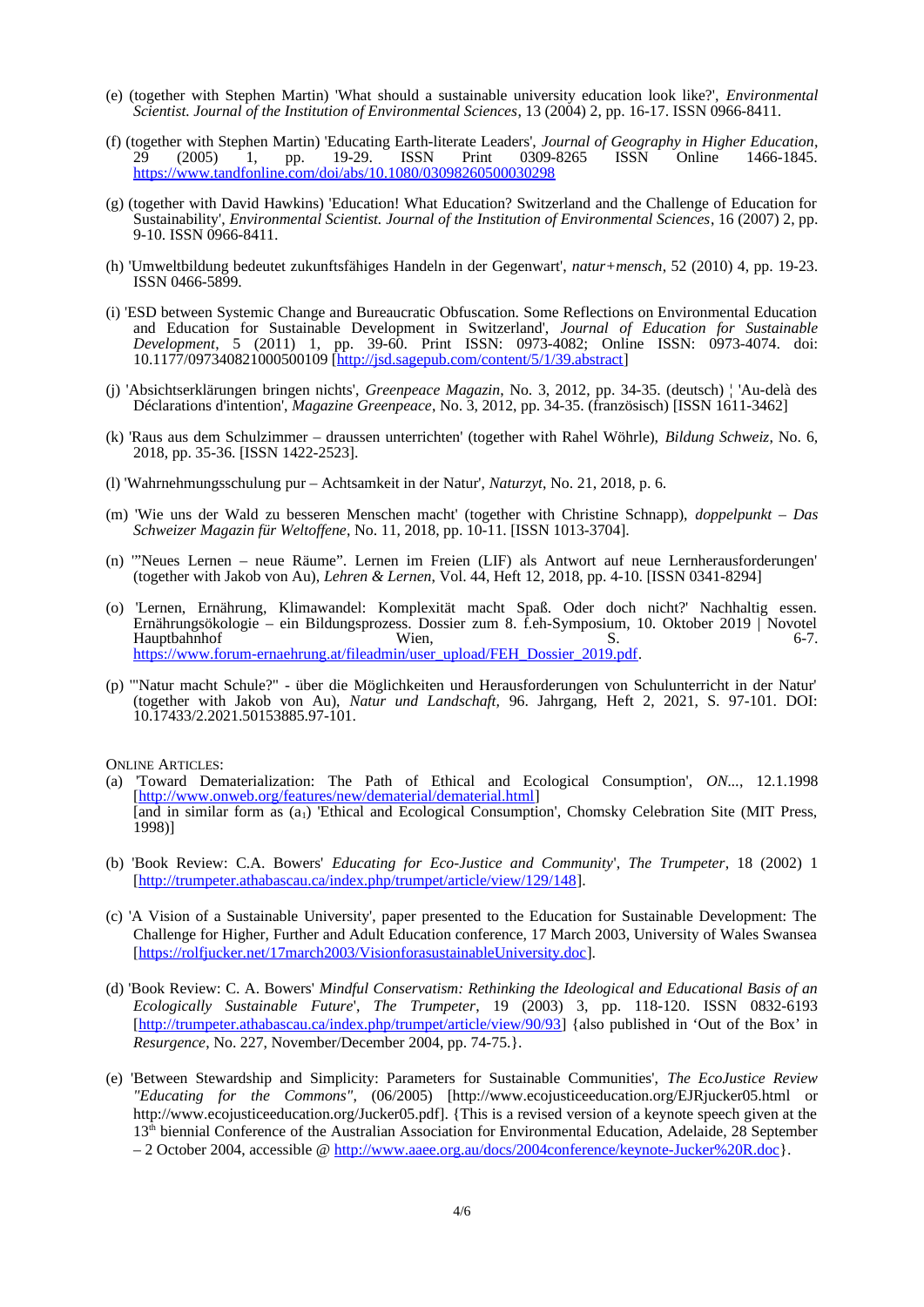(e) (together with Stephen Martin) 'What should a sustainable university education look like?', *Environmental Scientist. Journal of the Institution of Environmental Sciences*, 13 (2004) 2, pp. 16-17. ISSN 0966-8411.

(f) (together with Stephen Martin) 'Educating Earth-literate Leaders', *Journal of Geography in Higher Education*, 29 (2005) 1, pp. 19-29. ISSN Print 0309-8265 ISSN Online 1466-1845. https://www.tandfonline.com/doi/abs/10.1080/03098260500030298

(g) (together with David Hawkins) 'Education! What Education? Switzerland and the Challenge of Education for Sustainability', *Environmental Scientist. Journal of the Institution of Environmental Sciences*, 16 (2007) 2, pp. 9-10. ISSN 0966-8411.

(h) 'Umweltbildung bedeutet zukunftsfähiges Handeln in der Gegenwart', *natur+mensch*, 52 (2010) 4, pp. 19-23. ISSN 0466-5899.

(i) 'ESD between Systemic Change and Bureaucratic Obfuscation. Some Reflections on Environmental Education and Education for Sustainable Development in Switzerland', *Journal of Education for Sustainable Development*, 5 (2011) 1, pp. 39-60. Print ISSN: 0973-4082; Online ISSN: 0973-4074. doi: 10.1177/097340821000500109 [http://jsd.sagepub.com/content/5/1/39.abstract]

(j) 'Absichtserklärungen bringen nichts', *Greenpeace Magazin*, No. 3, 2012, pp. 34-35. (deutsch) ¦ 'Au-delà des Déclarations d'intention', *Magazine Greenpeace*, No. 3, 2012, pp. 34-35. (französisch) [ISSN 1611-3462]

(k) 'Raus aus dem Schulzimmer – draussen unterrichten' (together with Rahel Wöhrle), *Bildung Schweiz*, No. 6, 2018, pp. 35-36. [ISSN 1422-2523].

(l) 'Wahrnehmungsschulung pur – Achtsamkeit in der Natur', *Naturzyt*, No. 21, 2018, p. 6.

(m) 'Wie uns der Wald zu besseren Menschen macht' (together with Christine Schnapp), *doppelpunkt – Das Schweizer Magazin für Weltoffene*, No. 11, 2018, pp. 10-11. [ISSN 1013-3704].

(n) '"Neues Lernen – neue Räume". Lernen im Freien (LIF) als Antwort auf neue Lernherausforderungen' (together with Jakob von Au), *Lehren & Lernen*, Vol. 44, Heft 12, 2018, pp. 4-10. [ISSN 0341-8294]

(o) 'Lernen, Ernährung, Klimawandel: Komplexität macht Spaß. Oder doch nicht?' Nachhaltig essen. Ernährungsökologie – ein Bildungsprozess. Dossier zum 8. f.eh-Symposium, 10. Oktober 2019 | Novotel Hauptbahnhof Wien, S. 6-7. https://www.forum-ernaehrung.at/fileadmin/user_upload/FEH_Dossier_2019.pdf.

(p) '"Natur macht Schule?" - über die Möglichkeiten und Herausforderungen von Schulunterricht in der Natur' (together with Jakob von Au), *Natur und Landschaft*, 96. Jahrgang, Heft 2, 2021, S. 97-101. DOI: 10.17433/2.2021.50153885.97-101.

ONLINE ARTICLES:

(a) 'Toward Dematerialization: The Path of Ethical and Ecological Consumption', *ON...*, 12.1.1998 [http://www.onweb.org/features/new/dematerial/dematerial.html]
[and in similar form as ($a_1$) 'Ethical and Ecological Consumption', Chomsky Celebration Site (MIT Press, 1998)]

(b) 'Book Review: C.A. Bowers' *Educating for Eco-Justice and Community*', *The Trumpeter*, 18 (2002) 1 [http://trumpeter.athabascau.ca/index.php/trumpet/article/view/129/148].

(c) 'A Vision of a Sustainable University', paper presented to the Education for Sustainable Development: The Challenge for Higher, Further and Adult Education conference, 17 March 2003, University of Wales Swansea [https://rolfjucker.net/17march2003/VisionforasustainableUniversity.doc].

(d) 'Book Review: C. A. Bowers' *Mindful Conservatism: Rethinking the Ideological and Educational Basis of an Ecologically Sustainable Future*', *The Trumpeter*, 19 (2003) 3, pp. 118-120. ISSN 0832-6193 [http://trumpeter.athabascau.ca/index.php/trumpet/article/view/90/93] {also published in 'Out of the Box' in *Resurgence*, No. 227, November/December 2004, pp. 74-75.}.

(e) 'Between Stewardship and Simplicity: Parameters for Sustainable Communities', *The EcoJustice Review "Educating for the Commons"*, (06/2005) [http://www.ecojusticeeducation.org/EJRjucker05.html or http://www.ecojusticeeducation.org/Jucker05.pdf]. {This is a revised version of a keynote speech given at the 13th biennial Conference of the Australian Association for Environmental Education, Adelaide, 28 September – 2 October 2004, accessible @ http://www.aaee.org.au/docs/2004conference/keynote-Jucker%20R.doc}.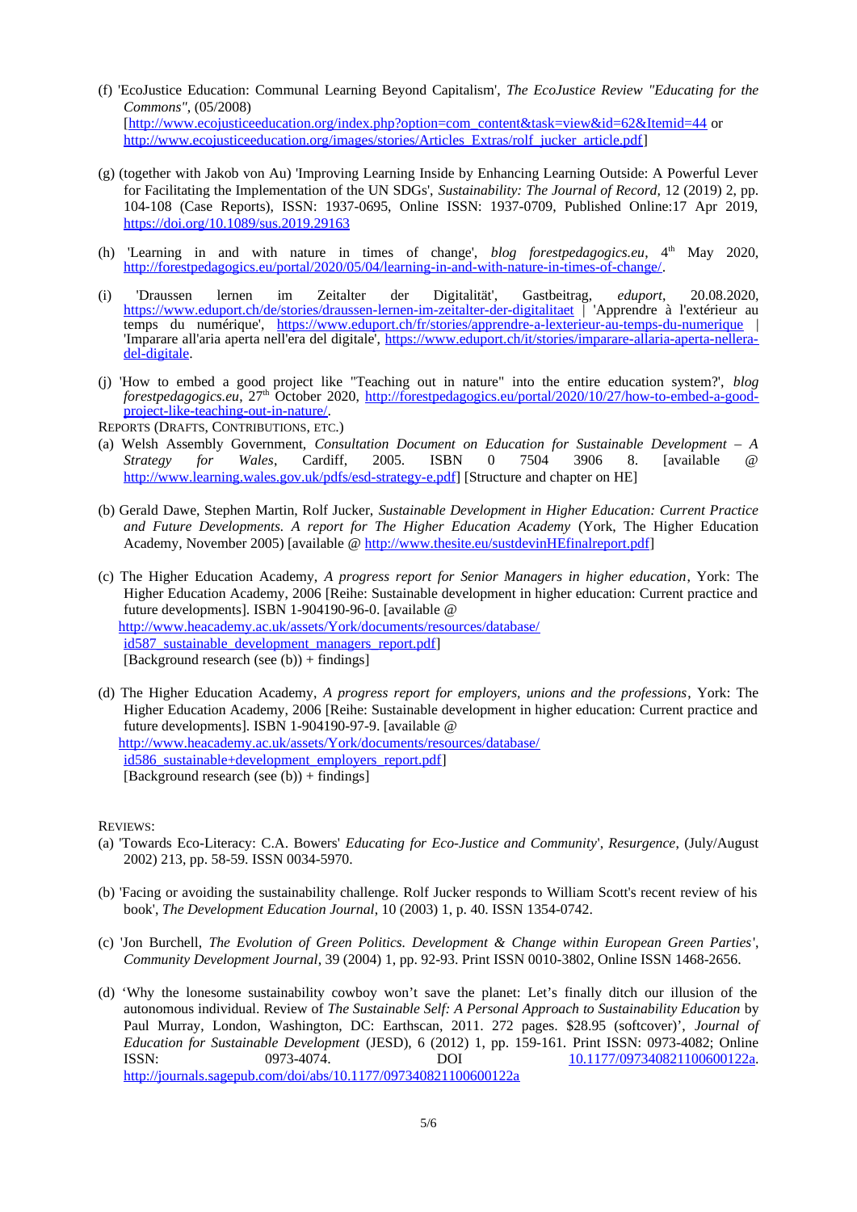(f) 'EcoJustice Education: Communal Learning Beyond Capitalism', *The EcoJustice Review "Educating for the Commons"*, (05/2008) [http://www.ecojusticeeducation.org/index.php?option=com_content&task=view&id=62&Itemid=44 or http://www.ecojusticeeducation.org/images/stories/Articles_Extras/rolf_jucker_article.pdf]

(g) (together with Jakob von Au) 'Improving Learning Inside by Enhancing Learning Outside: A Powerful Lever for Facilitating the Implementation of the UN SDGs', *Sustainability: The Journal of Record*, 12 (2019) 2, pp. 104-108 (Case Reports), ISSN: 1937-0695, Online ISSN: 1937-0709, Published Online:17 Apr 2019, https://doi.org/10.1089/sus.2019.29163

(h) 'Learning in and with nature in times of change', *blog forestpedagogics.eu*, 4th May 2020, http://forestpedagogics.eu/portal/2020/05/04/learning-in-and-with-nature-in-times-of-change/.

(i) 'Draussen lernen im Zeitalter der Digitalität', Gastbeitrag, *eduport*, 20.08.2020, https://www.eduport.ch/de/stories/draussen-lernen-im-zeitalter-der-digitalitaet | 'Apprendre à l'extérieur au temps du numérique', https://www.eduport.ch/fr/stories/apprendre-a-lexterieur-au-temps-du-numerique | 'Imparare all'aria aperta nell'era del digitale', https://www.eduport.ch/it/stories/imparare-allaria-aperta-nellera-del-digitale.

(j) 'How to embed a good project like "Teaching out in nature" into the entire education system?', *blog forestpedagogics.eu*, 27th October 2020, http://forestpedagogics.eu/portal/2020/10/27/how-to-embed-a-good-project-like-teaching-out-in-nature/.

REPORTS (DRAFTS, CONTRIBUTIONS, ETC.)

(a) Welsh Assembly Government, *Consultation Document on Education for Sustainable Development – A Strategy for Wales*, Cardiff, 2005. ISBN 0 7504 3906 8. [available @ http://www.learning.wales.gov.uk/pdfs/esd-strategy-e.pdf] [Structure and chapter on HE]

(b) Gerald Dawe, Stephen Martin, Rolf Jucker, *Sustainable Development in Higher Education: Current Practice and Future Developments. A report for The Higher Education Academy* (York, The Higher Education Academy, November 2005) [available @ http://www.thesite.eu/sustdevinHEfinalreport.pdf]

(c) The Higher Education Academy, *A progress report for Senior Managers in higher education*, York: The Higher Education Academy, 2006 [Reihe: Sustainable development in higher education: Current practice and future developments]. ISBN 1-904190-96-0. [available @ http://www.heacademy.ac.uk/assets/York/documents/resources/database/id587_sustainable_development_managers_report.pdf]
[Background research (see (b)) + findings]

(d) The Higher Education Academy, *A progress report for employers, unions and the professions*, York: The Higher Education Academy, 2006 [Reihe: Sustainable development in higher education: Current practice and future developments]. ISBN 1-904190-97-9. [available @ http://www.heacademy.ac.uk/assets/York/documents/resources/database/id586_sustainable+development_employers_report.pdf]
[Background research (see (b)) + findings]

REVIEWS:

(a) 'Towards Eco-Literacy: C.A. Bowers' *Educating for Eco-Justice and Community*', *Resurgence*, (July/August 2002) 213, pp. 58-59. ISSN 0034-5970.

(b) 'Facing or avoiding the sustainability challenge. Rolf Jucker responds to William Scott's recent review of his book', *The Development Education Journal*, 10 (2003) 1, p. 40. ISSN 1354-0742.

(c) 'Jon Burchell, *The Evolution of Green Politics. Development & Change within European Green Parties*', *Community Development Journal*, 39 (2004) 1, pp. 92-93. Print ISSN 0010-3802, Online ISSN 1468-2656.

(d) 'Why the lonesome sustainability cowboy won't save the planet: Let's finally ditch our illusion of the autonomous individual. Review of *The Sustainable Self: A Personal Approach to Sustainability Education* by Paul Murray, London, Washington, DC: Earthscan, 2011. 272 pages. $28.95 (softcover)', *Journal of Education for Sustainable Development* (JESD), 6 (2012) 1, pp. 159-161. Print ISSN: 0973-4082; Online ISSN: 0973-4074. DOI 10.1177/097340821100600122a. http://journals.sagepub.com/doi/abs/10.1177/097340821100600122a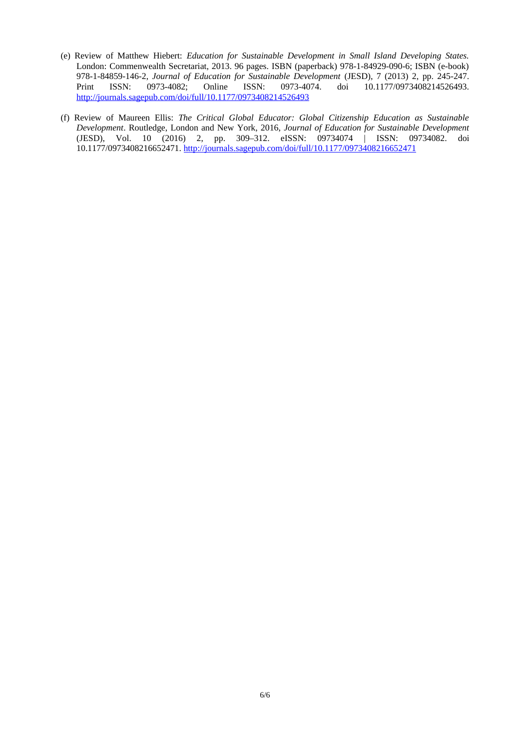(e) Review of Matthew Hiebert: *Education for Sustainable Development in Small Island Developing States.* London: Commenwealth Secretariat, 2013. 96 pages. ISBN (paperback) 978-1-84929-090-6; ISBN (e-book) 978-1-84859-146-2, *Journal of Education for Sustainable Development* (JESD), 7 (2013) 2, pp. 245-247. Print ISSN: 0973-4082; Online ISSN: 0973-4074. doi 10.1177/0973408214526493. http://journals.sagepub.com/doi/full/10.1177/0973408214526493

(f) Review of Maureen Ellis: *The Critical Global Educator: Global Citizenship Education as Sustainable Development*. Routledge, London and New York, 2016, *Journal of Education for Sustainable Development* (JESD), Vol. 10 (2016) 2, pp. 309–312. eISSN: 09734074 | ISSN: 09734082. doi 10.1177/0973408216652471. http://journals.sagepub.com/doi/full/10.1177/0973408216652471